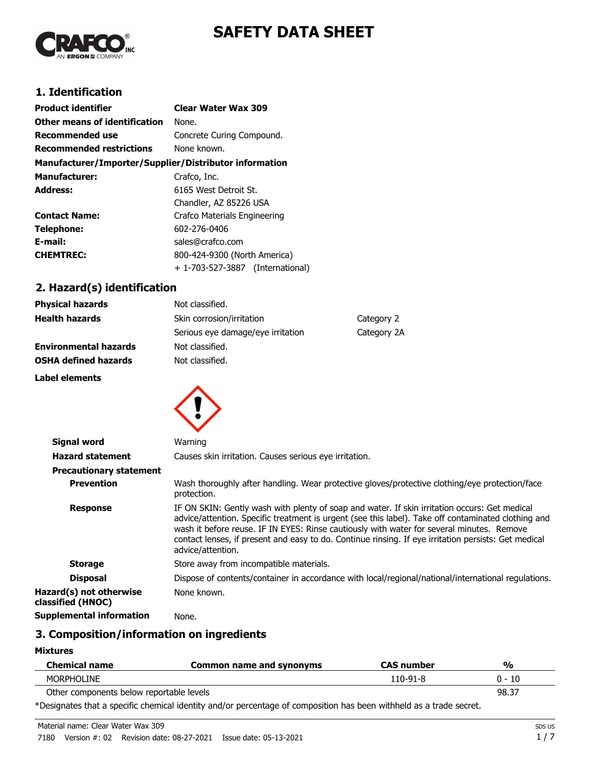# SAFETY DATA SHEET

## 1. Identification

| | |
|---|---|
| **Product identifier** | **Clear Water Wax 309** |
| **Other means of identification** | None. |
| **Recommended use** | Concrete Curing Compound. |
| **Recommended restrictions** | None known. |

**Manufacturer/Importer/Supplier/Distributor information**

| | |
|---|---|
| **Manufacturer:** | Crafco, Inc. |
| **Address:** | 6165 West Detroit St.<br>Chandler, AZ 85226 USA |
| **Contact Name:** | Crafco Materials Engineering |
| **Telephone:** | 602-276-0406 |
| **E-mail:** | sales@crafco.com |
| **CHEMTREC:** | 800-424-9300 (North America)<br>+ 1-703-527-3887 (International) |

## 2. Hazard(s) identification

| | | |
|---|---|---|
| **Physical hazards** | Not classified. | |
| **Health hazards** | Skin corrosion/irritation | Category 2 |
| | Serious eye damage/eye irritation | Category 2A |
| **Environmental hazards** | Not classified. | |
| **OSHA defined hazards** | Not classified. | |

**Label elements**

**Signal word** Warning

**Hazard statement** Causes skin irritation. Causes serious eye irritation.

**Precautionary statement**

**Prevention** Wash thoroughly after handling. Wear protective gloves/protective clothing/eye protection/face protection.

**Response** IF ON SKIN: Gently wash with plenty of soap and water. If skin irritation occurs: Get medical advice/attention. Specific treatment is urgent (see this label). Take off contaminated clothing and wash it before reuse. IF IN EYES: Rinse cautiously with water for several minutes. Remove contact lenses, if present and easy to do. Continue rinsing. If eye irritation persists: Get medical advice/attention.

**Storage** Store away from incompatible materials.

**Disposal** Dispose of contents/container in accordance with local/regional/national/international regulations.

**Hazard(s) not otherwise classified (HNOC)** None known.

**Supplemental information** None.

## 3. Composition/information on ingredients

**Mixtures**

| Chemical name | Common name and synonyms | CAS number | % |
|---|---|---|---|
| MORPHOLINE | | 110-91-8 | 0 - 10 |
| Other components below reportable levels | | | 98.37 |

*Designates that a specific chemical identity and/or percentage of composition has been withheld as a trade secret.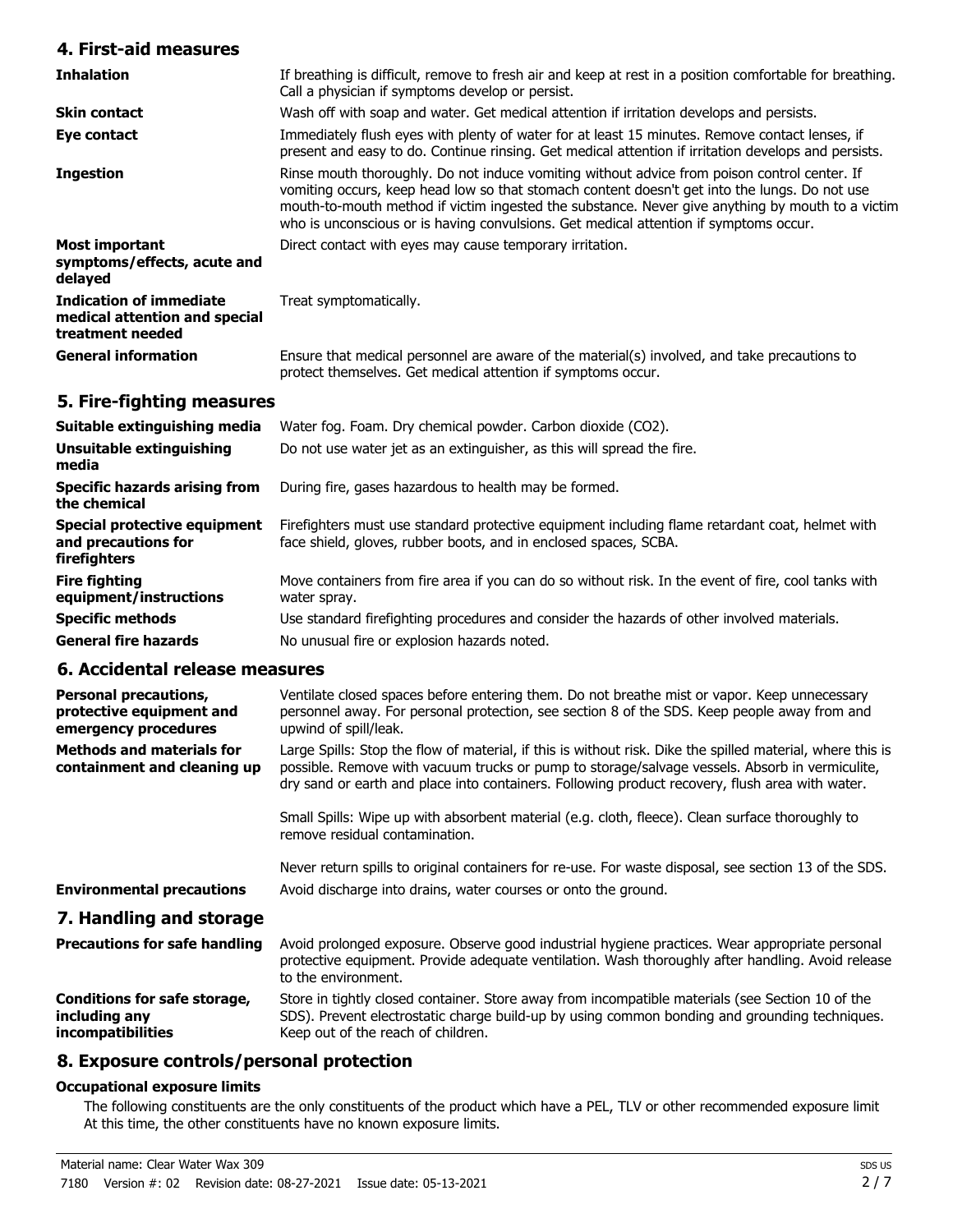## 4. First-aid measures

| | |
|---|---|
| **Inhalation** | If breathing is difficult, remove to fresh air and keep at rest in a position comfortable for breathing. Call a physician if symptoms develop or persist. |
| **Skin contact** | Wash off with soap and water. Get medical attention if irritation develops and persists. |
| **Eye contact** | Immediately flush eyes with plenty of water for at least 15 minutes. Remove contact lenses, if present and easy to do. Continue rinsing. Get medical attention if irritation develops and persists. |
| **Ingestion** | Rinse mouth thoroughly. Do not induce vomiting without advice from poison control center. If vomiting occurs, keep head low so that stomach content doesn't get into the lungs. Do not use mouth-to-mouth method if victim ingested the substance. Never give anything by mouth to a victim who is unconscious or is having convulsions. Get medical attention if symptoms occur. |
| **Most important symptoms/effects, acute and delayed** | Direct contact with eyes may cause temporary irritation. |
| **Indication of immediate medical attention and special treatment needed** | Treat symptomatically. |
| **General information** | Ensure that medical personnel are aware of the material(s) involved, and take precautions to protect themselves. Get medical attention if symptoms occur. |

## 5. Fire-fighting measures

| | |
|---|---|
| **Suitable extinguishing media** | Water fog. Foam. Dry chemical powder. Carbon dioxide ($CO_2$). |
| **Unsuitable extinguishing media** | Do not use water jet as an extinguisher, as this will spread the fire. |
| **Specific hazards arising from the chemical** | During fire, gases hazardous to health may be formed. |
| **Special protective equipment and precautions for firefighters** | Firefighters must use standard protective equipment including flame retardant coat, helmet with face shield, gloves, rubber boots, and in enclosed spaces, SCBA. |
| **Fire fighting equipment/instructions** | Move containers from fire area if you can do so without risk. In the event of fire, cool tanks with water spray. |
| **Specific methods** | Use standard firefighting procedures and consider the hazards of other involved materials. |
| **General fire hazards** | No unusual fire or explosion hazards noted. |

## 6. Accidental release measures

| | |
|---|---|
| **Personal precautions, protective equipment and emergency procedures** | Ventilate closed spaces before entering them. Do not breathe mist or vapor. Keep unnecessary personnel away. For personal protection, see section 8 of the SDS. Keep people away from and upwind of spill/leak. |
| **Methods and materials for containment and cleaning up** | Large Spills: Stop the flow of material, if this is without risk. Dike the spilled material, where this is possible. Remove with vacuum trucks or pump to storage/salvage vessels. Absorb in vermiculite, dry sand or earth and place into containers. Following product recovery, flush area with water.<br><br>Small Spills: Wipe up with absorbent material (e.g. cloth, fleece). Clean surface thoroughly to remove residual contamination.<br><br>Never return spills to original containers for re-use. For waste disposal, see section 13 of the SDS. |
| **Environmental precautions** | Avoid discharge into drains, water courses or onto the ground. |

## 7. Handling and storage

| | |
|---|---|
| **Precautions for safe handling** | Avoid prolonged exposure. Observe good industrial hygiene practices. Wear appropriate personal protective equipment. Provide adequate ventilation. Wash thoroughly after handling. Avoid release to the environment. |
| **Conditions for safe storage, including any incompatibilities** | Store in tightly closed container. Store away from incompatible materials (see Section 10 of the SDS). Prevent electrostatic charge build-up by using common bonding and grounding techniques. Keep out of the reach of children. |

## 8. Exposure controls/personal protection

### Occupational exposure limits

The following constituents are the only constituents of the product which have a PEL, TLV or other recommended exposure limit At this time, the other constituents have no known exposure limits.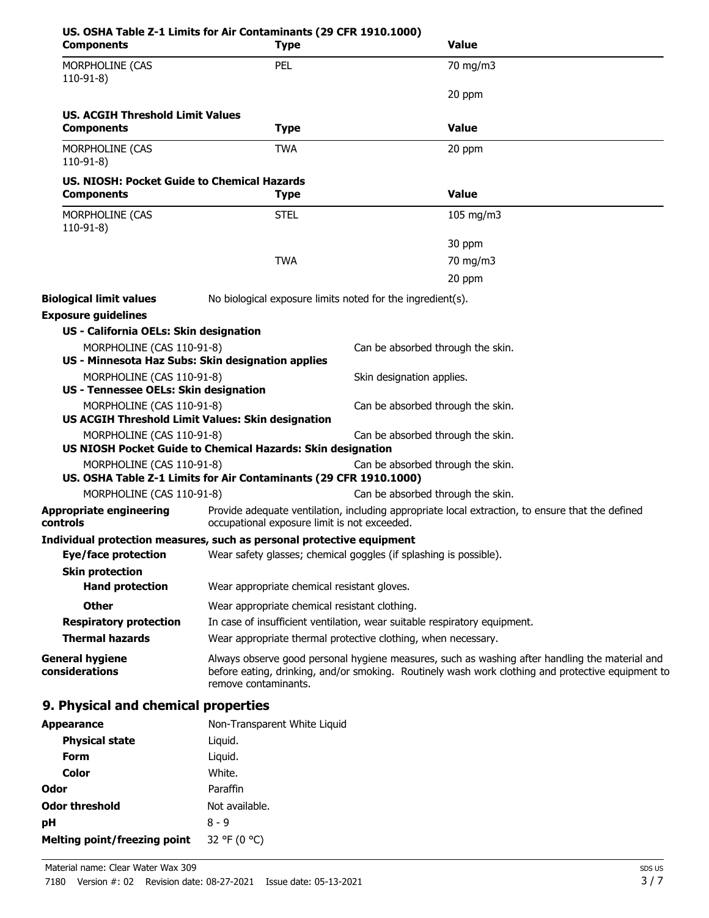**US. OSHA Table Z-1 Limits for Air Contaminants (29 CFR 1910.1000)**

| Components | Type | Value |
|---|---|---|
| MORPHOLINE (CAS 110-91-8) | PEL | 70 mg/m3 |
| | | 20 ppm |

**US. ACGIH Threshold Limit Values**

| Components | Type | Value |
|---|---|---|
| MORPHOLINE (CAS 110-91-8) | TWA | 20 ppm |

**US. NIOSH: Pocket Guide to Chemical Hazards**

| Components | Type | Value |
|---|---|---|
| MORPHOLINE (CAS 110-91-8) | STEL | 105 mg/m3 |
| | | 30 ppm |
| | TWA | 70 mg/m3 |
| | | 20 ppm |

**Biological limit values** No biological exposure limits noted for the ingredient(s).

**Exposure guidelines**

**US - California OELs: Skin designation**

MORPHOLINE (CAS 110-91-8) Can be absorbed through the skin.

**US - Minnesota Haz Subs: Skin designation applies**

MORPHOLINE (CAS 110-91-8) Skin designation applies.

**US - Tennessee OELs: Skin designation**

MORPHOLINE (CAS 110-91-8) Can be absorbed through the skin.

**US ACGIH Threshold Limit Values: Skin designation**

MORPHOLINE (CAS 110-91-8) Can be absorbed through the skin.

**US NIOSH Pocket Guide to Chemical Hazards: Skin designation**

MORPHOLINE (CAS 110-91-8) Can be absorbed through the skin.

**US. OSHA Table Z-1 Limits for Air Contaminants (29 CFR 1910.1000)**

MORPHOLINE (CAS 110-91-8) Can be absorbed through the skin.

**Appropriate engineering controls** Provide adequate ventilation, including appropriate local extraction, to ensure that the defined occupational exposure limit is not exceeded.

**Individual protection measures, such as personal protective equipment**

**Eye/face protection** Wear safety glasses; chemical goggles (if splashing is possible).

**Skin protection**

**Hand protection** Wear appropriate chemical resistant gloves.

**Other** Wear appropriate chemical resistant clothing.

**Respiratory protection** In case of insufficient ventilation, wear suitable respiratory equipment.

**Thermal hazards** Wear appropriate thermal protective clothing, when necessary.

**General hygiene considerations** Always observe good personal hygiene measures, such as washing after handling the material and before eating, drinking, and/or smoking. Routinely wash work clothing and protective equipment to remove contaminants.

## 9. Physical and chemical properties

**Appearance** Non-Transparent White Liquid

**Physical state** Liquid.

**Form** Liquid.

**Color** White.

**Odor** Paraffin

**Odor threshold** Not available.

**pH** 8 - 9

**Melting point/freezing point** 32 °F (0 °C)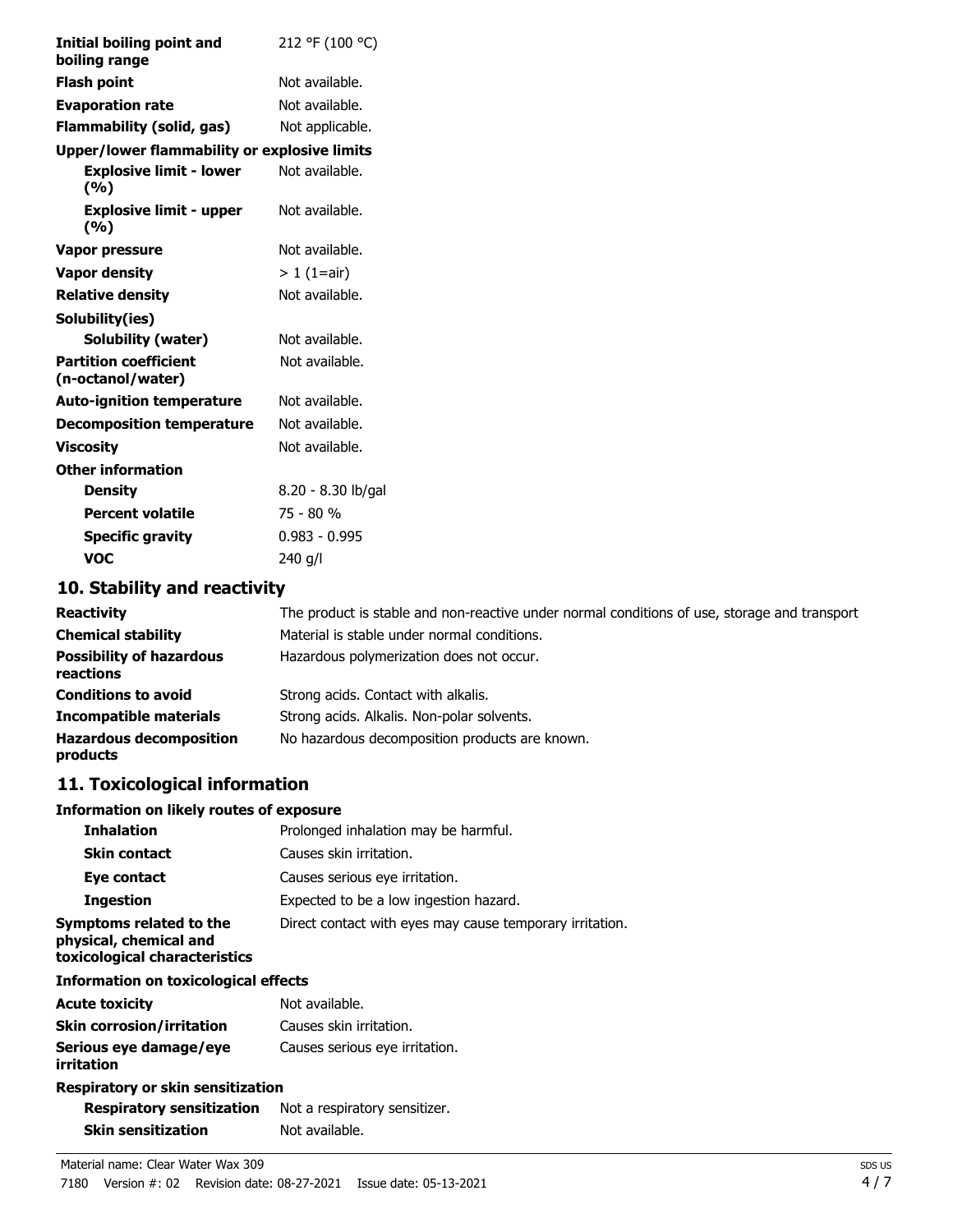| | |
|---|---|
| **Initial boiling point and boiling range** | 212 °F (100 °C) |
| **Flash point** | Not available. |
| **Evaporation rate** | Not available. |
| **Flammability (solid, gas)** | Not applicable. |
| **Upper/lower flammability or explosive limits** | |
| **Explosive limit - lower (%)** | Not available. |
| **Explosive limit - upper (%)** | Not available. |
| **Vapor pressure** | Not available. |
| **Vapor density** | > 1 (1=air) |
| **Relative density** | Not available. |
| **Solubility(ies)** | |
| **Solubility (water)** | Not available. |
| **Partition coefficient (n-octanol/water)** | Not available. |
| **Auto-ignition temperature** | Not available. |
| **Decomposition temperature** | Not available. |
| **Viscosity** | Not available. |
| **Other information** | |
| **Density** | 8.20 - 8.30 lb/gal |
| **Percent volatile** | 75 - 80 % |
| **Specific gravity** | 0.983 - 0.995 |
| **VOC** | 240 g/l |

## 10. Stability and reactivity

| | |
|---|---|
| **Reactivity** | The product is stable and non-reactive under normal conditions of use, storage and transport |
| **Chemical stability** | Material is stable under normal conditions. |
| **Possibility of hazardous reactions** | Hazardous polymerization does not occur. |
| **Conditions to avoid** | Strong acids. Contact with alkalis. |
| **Incompatible materials** | Strong acids. Alkalis. Non-polar solvents. |
| **Hazardous decomposition products** | No hazardous decomposition products are known. |

## 11. Toxicological information

**Information on likely routes of exposure**

| | |
|---|---|
| **Inhalation** | Prolonged inhalation may be harmful. |
| **Skin contact** | Causes skin irritation. |
| **Eye contact** | Causes serious eye irritation. |
| **Ingestion** | Expected to be a low ingestion hazard. |
| **Symptoms related to the physical, chemical and toxicological characteristics** | Direct contact with eyes may cause temporary irritation. |

**Information on toxicological effects**

| | |
|---|---|
| **Acute toxicity** | Not available. |
| **Skin corrosion/irritation** | Causes skin irritation. |
| **Serious eye damage/eye irritation** | Causes serious eye irritation. |
| **Respiratory or skin sensitization** | |
| **Respiratory sensitization** | Not a respiratory sensitizer. |
| **Skin sensitization** | Not available. |

Material name: Clear Water Wax 309

7180 Version #: 02 Revision date: 08-27-2021 Issue date: 05-13-2021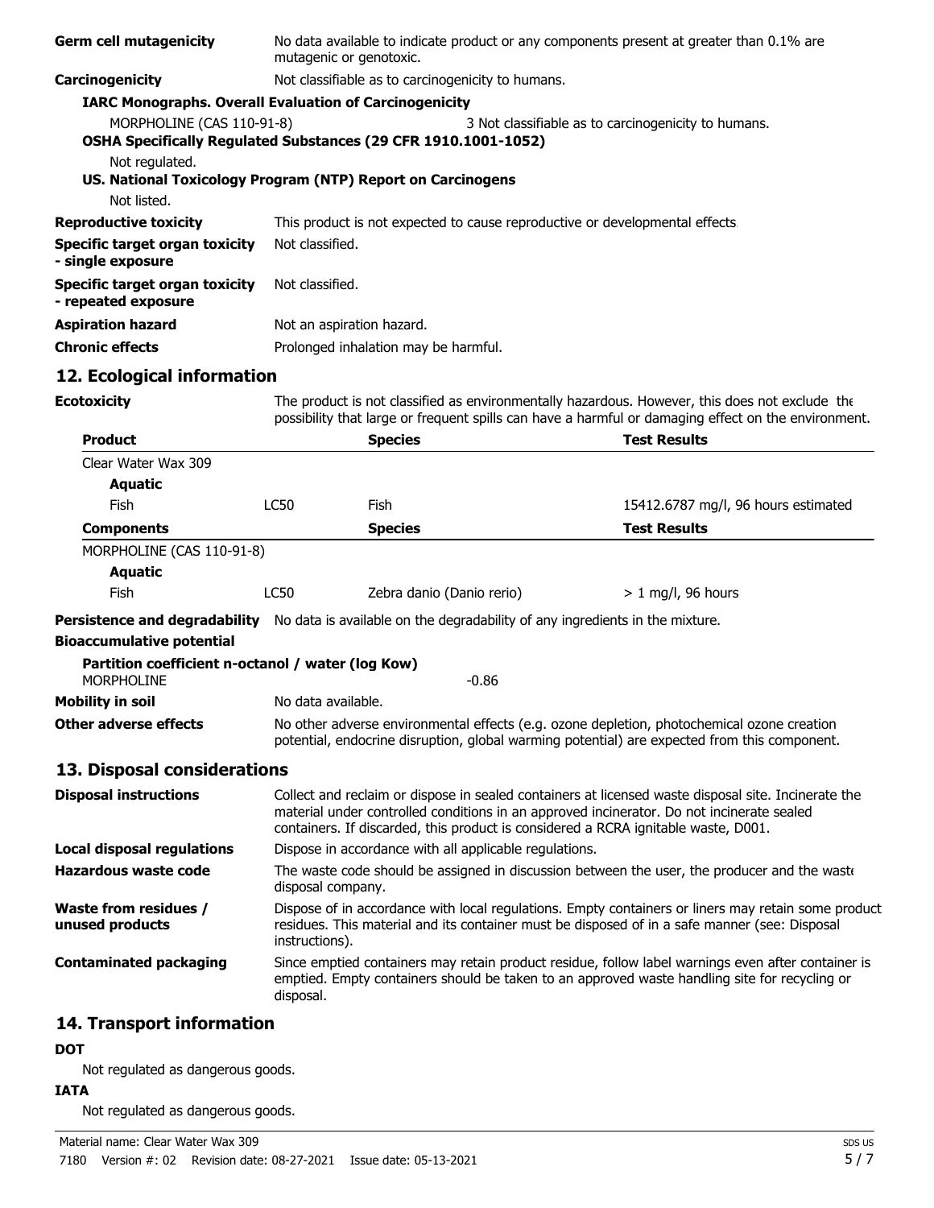**Germ cell mutagenicity** No data available to indicate product or any components present at greater than 0.1% are mutagenic or genotoxic.

**Carcinogenicity** Not classifiable as to carcinogenicity to humans.

**IARC Monographs. Overall Evaluation of Carcinogenicity**

MORPHOLINE (CAS 110-91-8) 3 Not classifiable as to carcinogenicity to humans.

**OSHA Specifically Regulated Substances (29 CFR 1910.1001-1052)**

Not regulated.

**US. National Toxicology Program (NTP) Report on Carcinogens**

Not listed.

**Reproductive toxicity** This product is not expected to cause reproductive or developmental effects.

**Specific target organ toxicity - single exposure** Not classified.

**Specific target organ toxicity - repeated exposure** Not classified.

**Aspiration hazard** Not an aspiration hazard.

**Chronic effects** Prolonged inhalation may be harmful.

## 12. Ecological information

**Ecotoxicity** The product is not classified as environmentally hazardous. However, this does not exclude the possibility that large or frequent spills can have a harmful or damaging effect on the environment.

| Product | | Species | Test Results |
|---|---|---|---|
| Clear Water Wax 309 | | | |
| **Aquatic** | | | |
| Fish | LC50 | Fish | 15412.6787 mg/l, 96 hours estimated |
| **Components** | | **Species** | **Test Results** |
| MORPHOLINE (CAS 110-91-8) | | | |
| **Aquatic** | | | |
| Fish | LC50 | Zebra danio (Danio rerio) | > 1 mg/l, 96 hours |

**Persistence and degradability** No data is available on the degradability of any ingredients in the mixture.

**Bioaccumulative potential**

**Partition coefficient n-octanol / water (log Kow)**

MORPHOLINE -0.86

**Mobility in soil** No data available.

**Other adverse effects** No other adverse environmental effects (e.g. ozone depletion, photochemical ozone creation potential, endocrine disruption, global warming potential) are expected from this component.

## 13. Disposal considerations

**Disposal instructions** Collect and reclaim or dispose in sealed containers at licensed waste disposal site. Incinerate the material under controlled conditions in an approved incinerator. Do not incinerate sealed containers. If discarded, this product is considered a RCRA ignitable waste, D001.

**Local disposal regulations** Dispose in accordance with all applicable regulations.

**Hazardous waste code** The waste code should be assigned in discussion between the user, the producer and the waste disposal company.

**Waste from residues / unused products** Dispose of in accordance with local regulations. Empty containers or liners may retain some product residues. This material and its container must be disposed of in a safe manner (see: Disposal instructions).

**Contaminated packaging** Since emptied containers may retain product residue, follow label warnings even after container is emptied. Empty containers should be taken to an approved waste handling site for recycling or disposal.

## 14. Transport information

**DOT**

Not regulated as dangerous goods.

**IATA**

Not regulated as dangerous goods.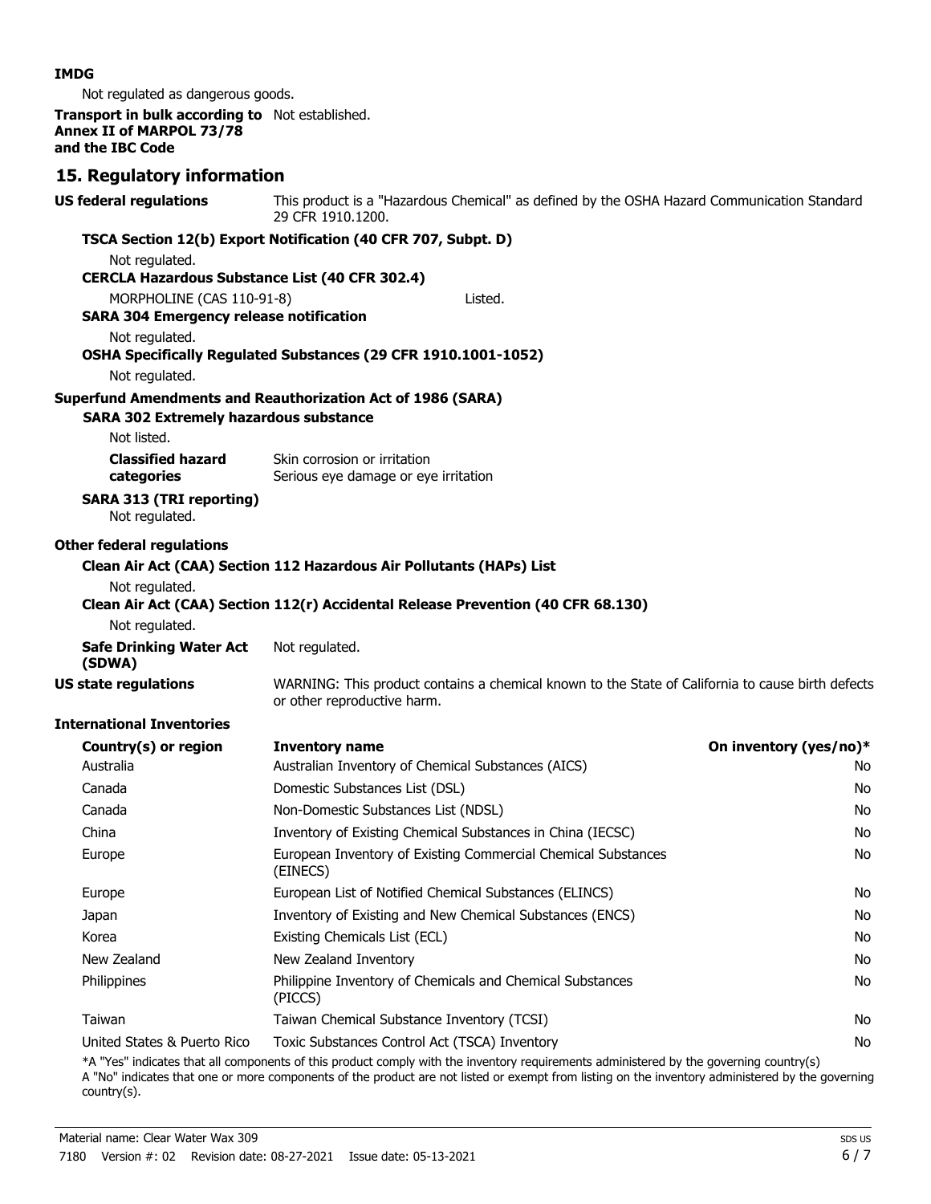**IMDG**

Not regulated as dangerous goods.

**Transport in bulk according to Annex II of MARPOL 73/78 and the IBC Code** Not established.

## 15. Regulatory information

**US federal regulations** This product is a "Hazardous Chemical" as defined by the OSHA Hazard Communication Standard 29 CFR 1910.1200.

**TSCA Section 12(b) Export Notification (40 CFR 707, Subpt. D)**

Not regulated.

**CERCLA Hazardous Substance List (40 CFR 302.4)**

MORPHOLINE (CAS 110-91-8) Listed.

**SARA 304 Emergency release notification**

Not regulated.

**OSHA Specifically Regulated Substances (29 CFR 1910.1001-1052)**

Not regulated.

**Superfund Amendments and Reauthorization Act of 1986 (SARA)**

**SARA 302 Extremely hazardous substance**

Not listed.

**Classified hazard categories** Skin corrosion or irritation
Serious eye damage or eye irritation

**SARA 313 (TRI reporting)**

Not regulated.

**Other federal regulations**

**Clean Air Act (CAA) Section 112 Hazardous Air Pollutants (HAPs) List**

Not regulated.

**Clean Air Act (CAA) Section 112(r) Accidental Release Prevention (40 CFR 68.130)**

Not regulated.

**Safe Drinking Water Act (SDWA)** Not regulated.

**US state regulations** WARNING: This product contains a chemical known to the State of California to cause birth defects or other reproductive harm.

**International Inventories**

| Country(s) or region | Inventory name | On inventory (yes/no)* |
|---|---|---|
| Australia | Australian Inventory of Chemical Substances (AICS) | No |
| Canada | Domestic Substances List (DSL) | No |
| Canada | Non-Domestic Substances List (NDSL) | No |
| China | Inventory of Existing Chemical Substances in China (IECSC) | No |
| Europe | European Inventory of Existing Commercial Chemical Substances (EINECS) | No |
| Europe | European List of Notified Chemical Substances (ELINCS) | No |
| Japan | Inventory of Existing and New Chemical Substances (ENCS) | No |
| Korea | Existing Chemicals List (ECL) | No |
| New Zealand | New Zealand Inventory | No |
| Philippines | Philippine Inventory of Chemicals and Chemical Substances (PICCS) | No |
| Taiwan | Taiwan Chemical Substance Inventory (TCSI) | No |
| United States & Puerto Rico | Toxic Substances Control Act (TSCA) Inventory | No |

*A "Yes" indicates that all components of this product comply with the inventory requirements administered by the governing country(s)
A "No" indicates that one or more components of the product are not listed or exempt from listing on the inventory administered by the governing country(s).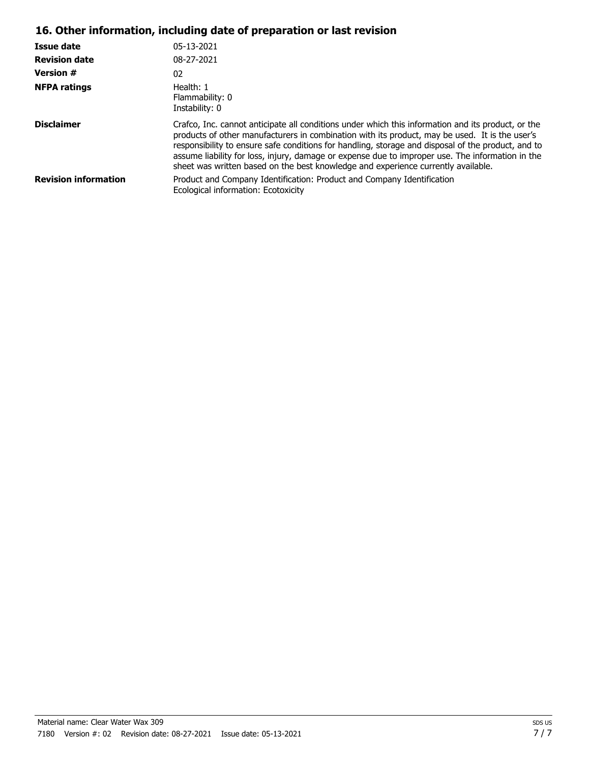## 16. Other information, including date of preparation or last revision

| | |
|---|---|
| **Issue date** | 05-13-2021 |
| **Revision date** | 08-27-2021 |
| **Version #** | 02 |
| **NFPA ratings** | Health: 1<br>Flammability: 0<br>Instability: 0 |
| **Disclaimer** | Crafco, Inc. cannot anticipate all conditions under which this information and its product, or the products of other manufacturers in combination with its product, may be used. It is the user's responsibility to ensure safe conditions for handling, storage and disposal of the product, and to assume liability for loss, injury, damage or expense due to improper use. The information in the sheet was written based on the best knowledge and experience currently available. |
| **Revision information** | Product and Company Identification: Product and Company Identification<br>Ecological information: Ecotoxicity |